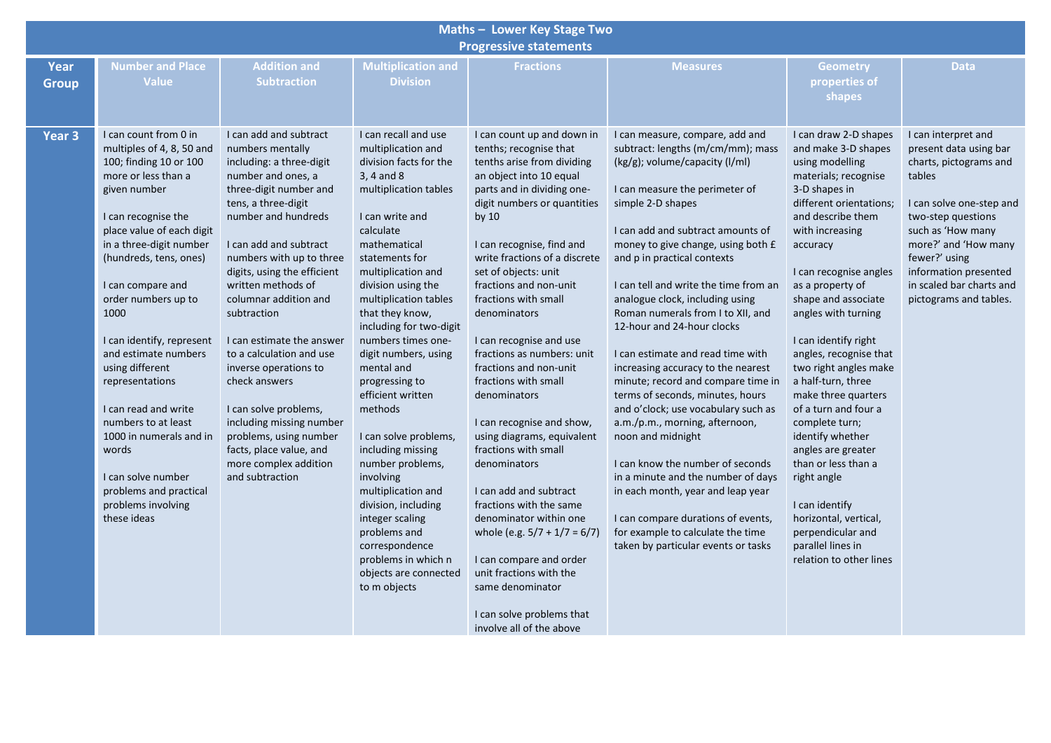# Maths – Lower Key Stage Two
## Progressive statements

| Year Group | Number and Place Value | Addition and Subtraction | Multiplication and Division | Fractions | Measures | Geometry properties of shapes | Data |
|---|---|---|---|---|---|---|---|
| Year 3 | I can count from 0 in multiples of 4, 8, 50 and 100; finding 10 or 100 more or less than a given number<br><br>I can recognise the place value of each digit in a three-digit number (hundreds, tens, ones)<br><br>I can compare and order numbers up to 1000<br><br>I can identify, represent and estimate numbers using different representations<br><br>I can read and write numbers to at least 1000 in numerals and in words<br><br>I can solve number problems and practical problems involving these ideas | I can add and subtract numbers mentally including: a three-digit number and ones, a three-digit number and tens, a three-digit number and hundreds<br><br>I can add and subtract numbers with up to three digits, using the efficient written methods of columnar addition and subtraction<br><br>I can estimate the answer to a calculation and use inverse operations to check answers<br><br>I can solve problems, including missing number problems, using number facts, place value, and more complex addition and subtraction | I can recall and use multiplication and division facts for the 3, 4 and 8 multiplication tables<br><br>I can write and calculate mathematical statements for multiplication and division using the multiplication tables that they know, including for two-digit numbers times one-digit numbers, using mental and progressing to efficient written methods<br><br>I can solve problems, including missing number problems, involving multiplication and division, including integer scaling problems and correspondence problems in which n objects are connected to m objects | I can count up and down in tenths; recognise that tenths arise from dividing an object into 10 equal parts and in dividing one-digit numbers or quantities by 10<br><br>I can recognise, find and write fractions of a discrete set of objects: unit fractions and non-unit fractions with small denominators<br><br>I can recognise and use fractions as numbers: unit fractions and non-unit fractions with small denominators<br><br>I can recognise and show, using diagrams, equivalent fractions with small denominators<br><br>I can add and subtract fractions with the same denominator within one whole (e.g. $5/7 + 1/7 = 6/7$)<br><br>I can compare and order unit fractions with the same denominator<br><br>I can solve problems that involve all of the above | I can measure, compare, add and subtract: lengths (m/cm/mm); mass (kg/g); volume/capacity (l/ml)<br><br>I can measure the perimeter of simple 2-D shapes<br><br>I can add and subtract amounts of money to give change, using both £ and p in practical contexts<br><br>I can tell and write the time from an analogue clock, including using Roman numerals from I to XII, and 12-hour and 24-hour clocks<br><br>I can estimate and read time with increasing accuracy to the nearest minute; record and compare time in terms of seconds, minutes, hours and o'clock; use vocabulary such as a.m./p.m., morning, afternoon, noon and midnight<br><br>I can know the number of seconds in a minute and the number of days in each month, year and leap year<br><br>I can compare durations of events, for example to calculate the time taken by particular events or tasks | I can draw 2-D shapes and make 3-D shapes using modelling materials; recognise 3-D shapes in different orientations; and describe them with increasing accuracy<br><br>I can recognise angles as a property of shape and associate angles with turning<br><br>I can identify right angles, recognise that two right angles make a half-turn, three make three quarters of a turn and four a complete turn; identify whether angles are greater than or less than a right angle<br><br>I can identify horizontal, vertical, perpendicular and parallel lines in relation to other lines | I can interpret and present data using bar charts, pictograms and tables<br><br>I can solve one-step and two-step questions such as 'How many more?' and 'How many fewer?' using information presented in scaled bar charts and pictograms and tables. |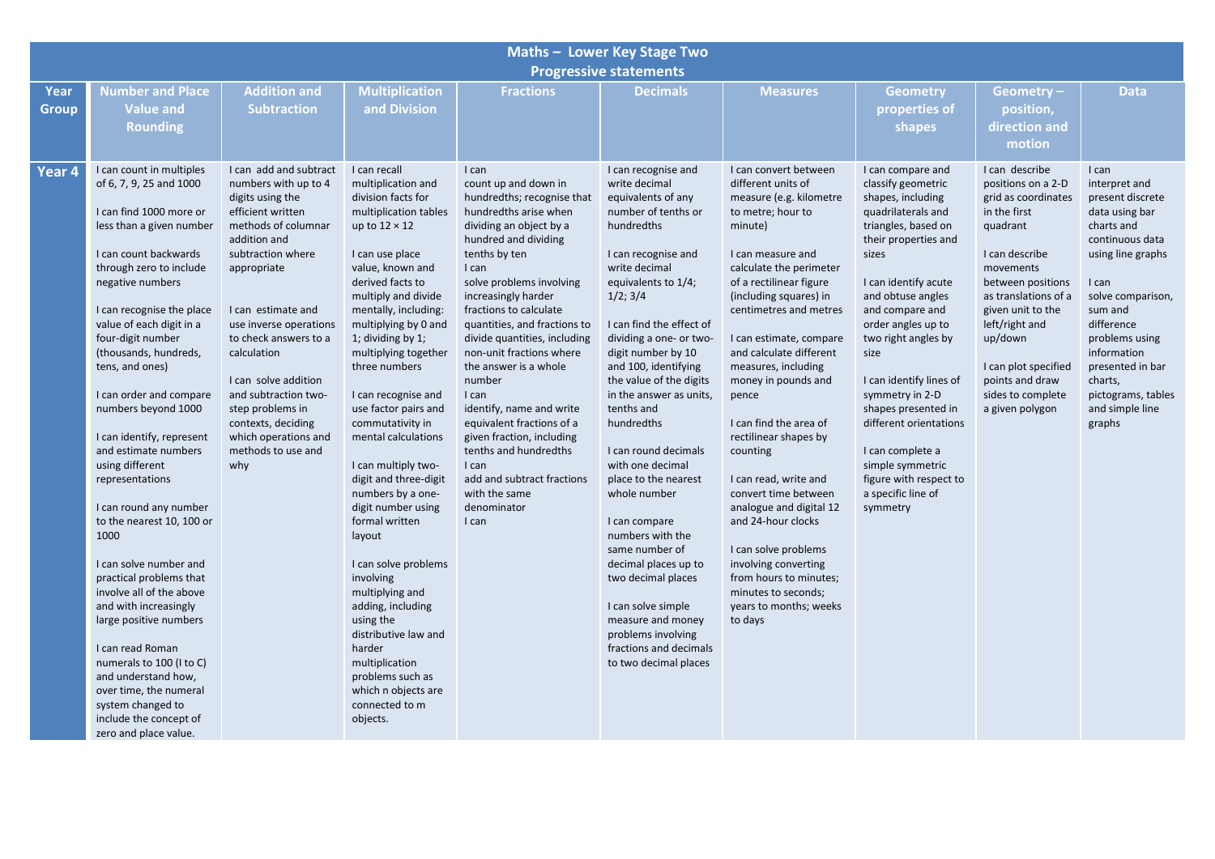# Maths – Lower Key Stage Two
## Progressive statements

| Year Group | Number and Place Value and Rounding | Addition and Subtraction | Multiplication and Division | Fractions | Decimals | Measures | Geometry properties of shapes | Geometry – position, direction and motion | Data |
|---|---|---|---|---|---|---|---|---|---|
| Year 4 | I can count in multiples of 6, 7, 9, 25 and 1000<br><br>I can find 1000 more or less than a given number<br><br>I can count backwards through zero to include negative numbers<br><br>I can recognise the place value of each digit in a four-digit number (thousands, hundreds, tens, and ones)<br><br>I can order and compare numbers beyond 1000<br><br>I can identify, represent and estimate numbers using different representations<br><br>I can round any number to the nearest 10, 100 or 1000<br><br>I can solve number and practical problems that involve all of the above and with increasingly large positive numbers<br><br>I can read Roman numerals to 100 (I to C) and understand how, over time, the numeral system changed to include the concept of zero and place value. | I can add and subtract numbers with up to 4 digits using the efficient written methods of columnar addition and subtraction where appropriate<br><br>I can estimate and use inverse operations to check answers to a calculation<br><br>I can solve addition and subtraction two-step problems in contexts, deciding which operations and methods to use and why | I can recall multiplication and division facts for multiplication tables up to 12 × 12<br><br>I can use place value, known and derived facts to multiply and divide mentally, including: multiplying by 0 and 1; dividing by 1; multiplying together three numbers<br><br>I can recognise and use factor pairs and commutativity in mental calculations<br><br>I can multiply two-digit and three-digit numbers by a one-digit number using formal written layout<br><br>I can solve problems involving multiplying and adding, including using the distributive law and harder multiplication problems such as which n objects are connected to m objects. | I can count up and down in hundredths; recognise that hundredths arise when dividing an object by a hundred and dividing tenths by ten<br>I can solve problems involving increasingly harder fractions to calculate quantities, and fractions to divide quantities, including non-unit fractions where the answer is a whole number<br>I can identify, name and write equivalent fractions of a given fraction, including tenths and hundredths<br>I can add and subtract fractions with the same denominator<br>I can | I can recognise and write decimal equivalents of any number of tenths or hundredths<br><br>I can recognise and write decimal equivalents to 1/4; 1/2; 3/4<br><br>I can find the effect of dividing a one- or two-digit number by 10 and 100, identifying the value of the digits in the answer as units, tenths and hundredths<br><br>I can round decimals with one decimal place to the nearest whole number<br><br>I can compare numbers with the same number of decimal places up to two decimal places<br><br>I can solve simple measure and money problems involving fractions and decimals to two decimal places | I can convert between different units of measure (e.g. kilometre to metre; hour to minute)<br><br>I can measure and calculate the perimeter of a rectilinear figure (including squares) in centimetres and metres<br><br>I can estimate, compare and calculate different measures, including money in pounds and pence<br><br>I can find the area of rectilinear shapes by counting<br><br>I can read, write and convert time between analogue and digital 12 and 24-hour clocks<br><br>I can solve problems involving converting from hours to minutes; minutes to seconds; years to months; weeks to days | I can compare and classify geometric shapes, including quadrilaterals and triangles, based on their properties and sizes<br><br>I can identify acute and obtuse angles and compare and order angles up to two right angles by size<br><br>I can identify lines of symmetry in 2-D shapes presented in different orientations<br><br>I can complete a simple symmetric figure with respect to a specific line of symmetry | I can describe positions on a 2-D grid as coordinates in the first quadrant<br><br>I can describe movements between positions as translations of a given unit to the left/right and up/down<br><br>I can plot specified points and draw sides to complete a given polygon | I can interpret and present discrete data using bar charts and continuous data using line graphs<br><br>I can solve comparison, sum and difference problems using information presented in bar charts, pictograms, tables and simple line graphs |